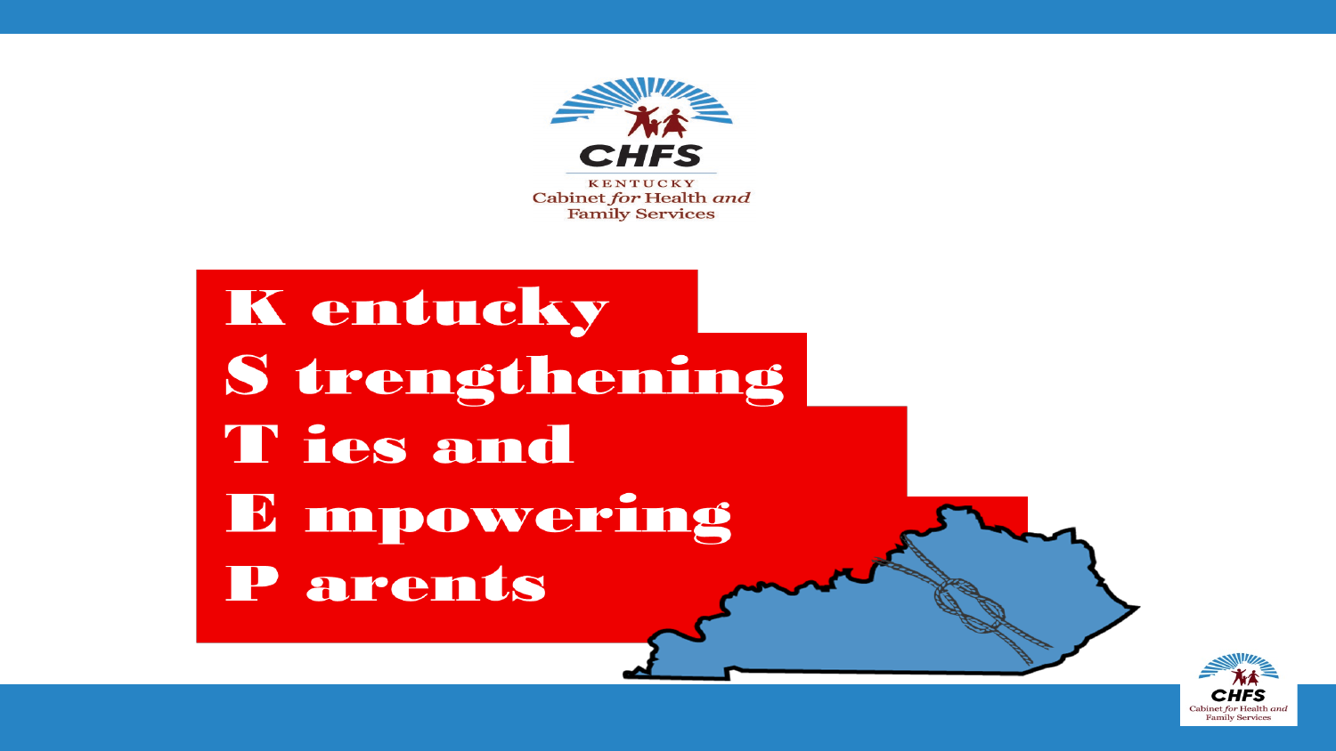KENTUCKY
Cabinet *for* Health *and* Family Services

# Kentucky Strengthening Ties and Empowering Parents

**K** entucky
**S** trengthening
**T** ies and
**E** mpowering
**P** arents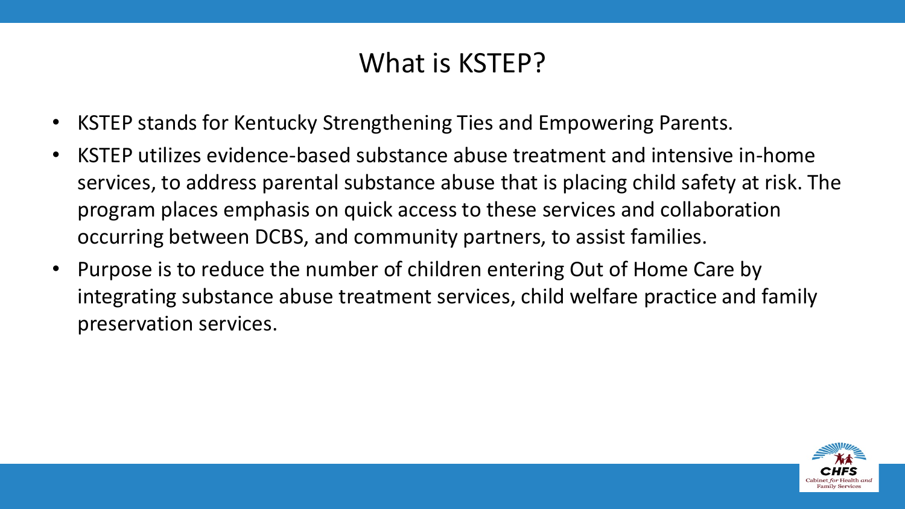# What is KSTEP?

- KSTEP stands for Kentucky Strengthening Ties and Empowering Parents.
- KSTEP utilizes evidence-based substance abuse treatment and intensive in-home services, to address parental substance abuse that is placing child safety at risk. The program places emphasis on quick access to these services and collaboration occurring between DCBS, and community partners, to assist families.
- Purpose is to reduce the number of children entering Out of Home Care by integrating substance abuse treatment services, child welfare practice and family preservation services.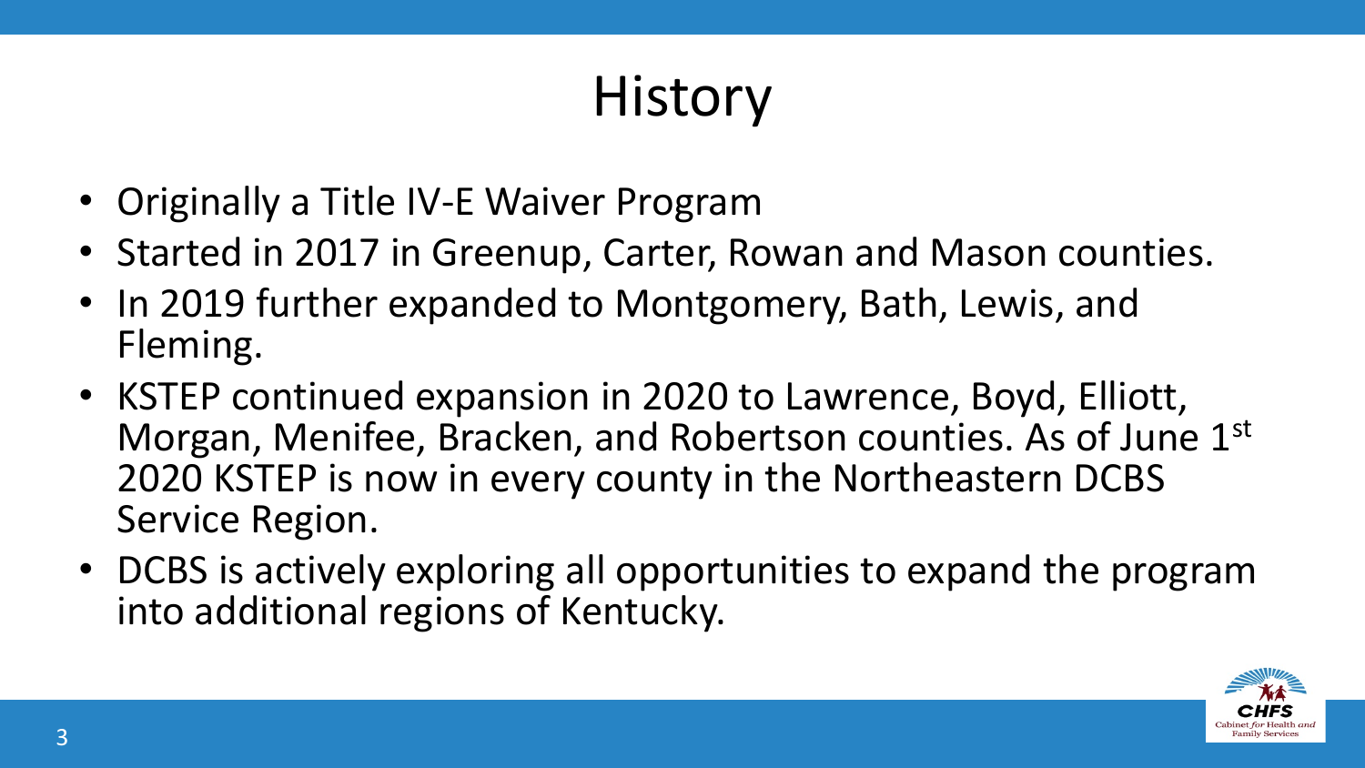# History

- Originally a Title IV-E Waiver Program
- Started in 2017 in Greenup, Carter, Rowan and Mason counties.
- In 2019 further expanded to Montgomery, Bath, Lewis, and Fleming.
- KSTEP continued expansion in 2020 to Lawrence, Boyd, Elliott, Morgan, Menifee, Bracken, and Robertson counties. As of June 1st 2020 KSTEP is now in every county in the Northeastern DCBS Service Region.
- DCBS is actively exploring all opportunities to expand the program into additional regions of Kentucky.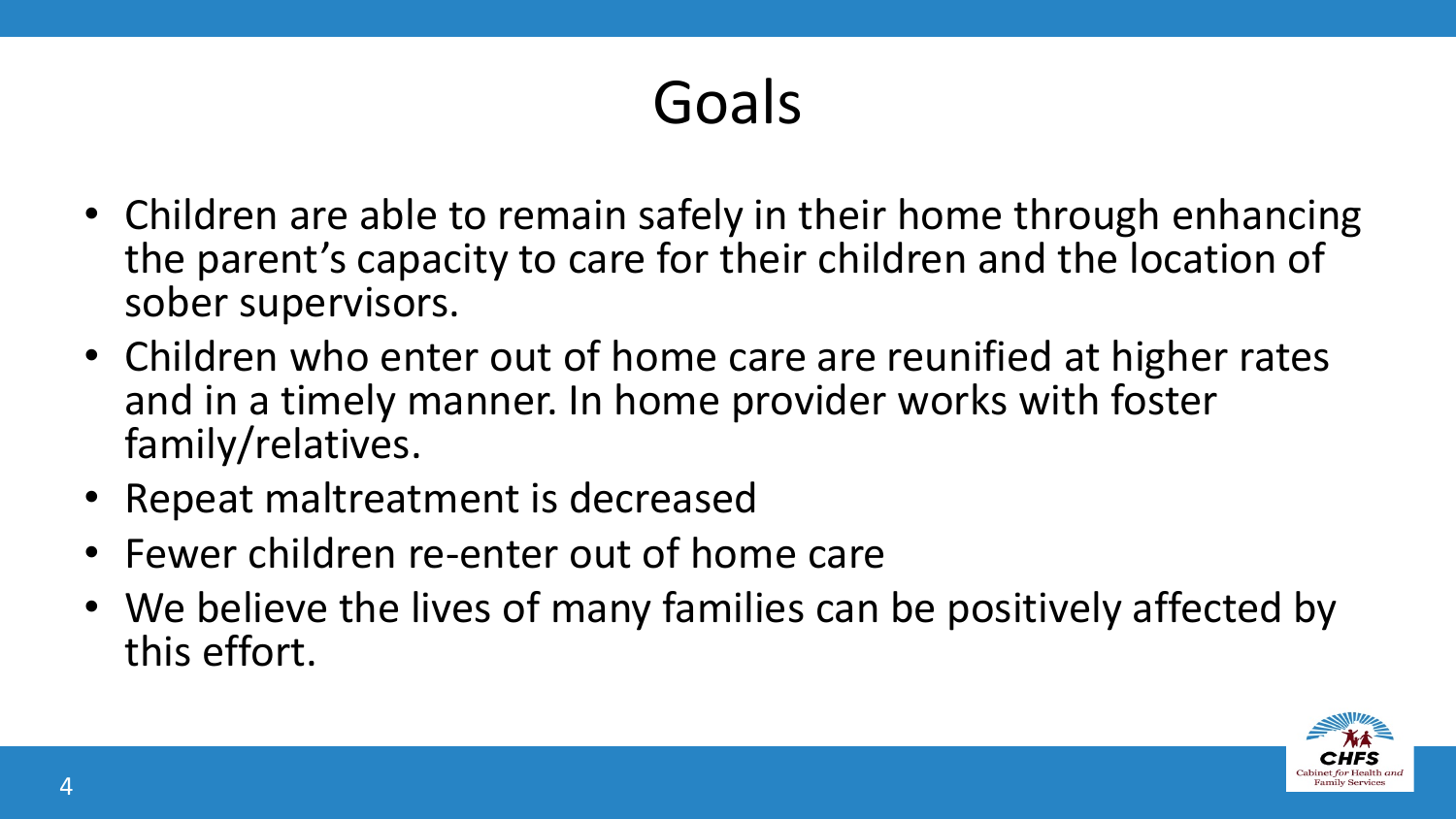# Goals

- Children are able to remain safely in their home through enhancing the parent's capacity to care for their children and the location of sober supervisors.
- Children who enter out of home care are reunified at higher rates and in a timely manner. In home provider works with foster family/relatives.
- Repeat maltreatment is decreased
- Fewer children re-enter out of home care
- We believe the lives of many families can be positively affected by this effort.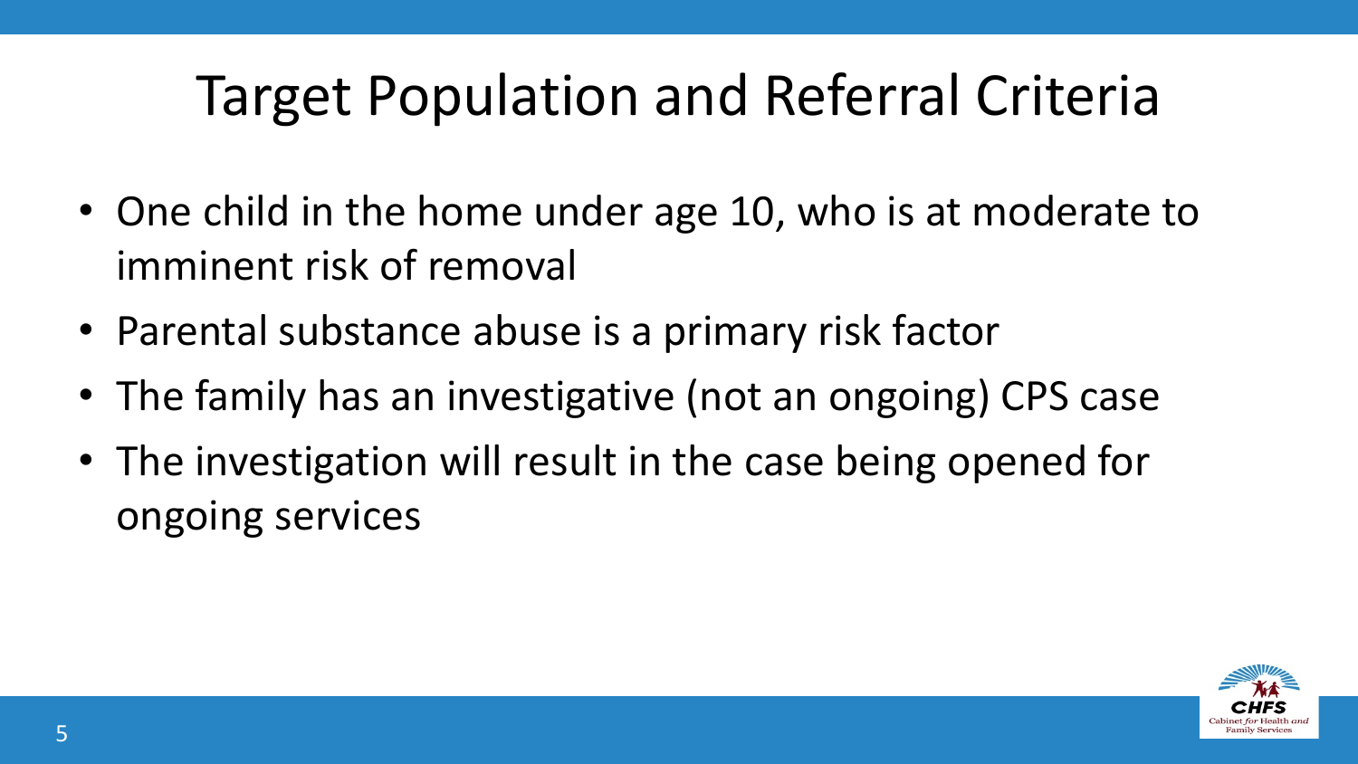# Target Population and Referral Criteria

- One child in the home under age 10, who is at moderate to imminent risk of removal
- Parental substance abuse is a primary risk factor
- The family has an investigative (not an ongoing) CPS case
- The investigation will result in the case being opened for ongoing services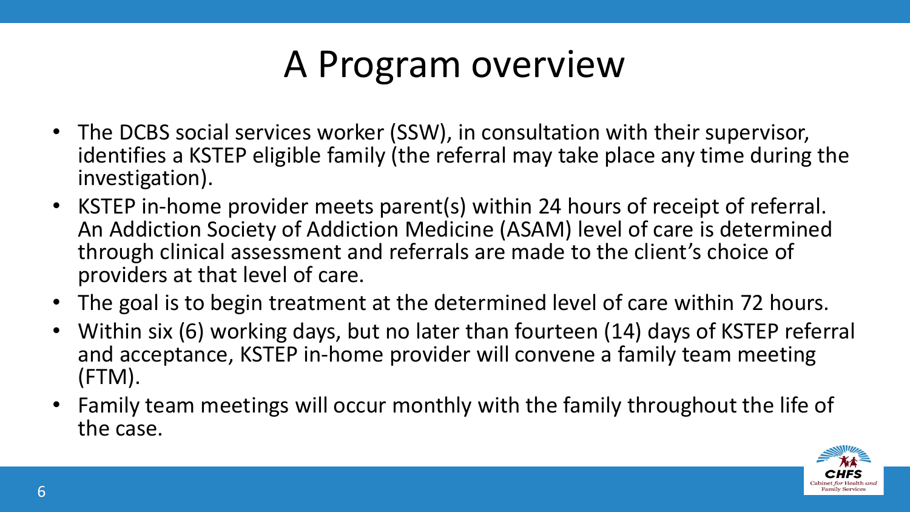# A Program overview

- The DCBS social services worker (SSW), in consultation with their supervisor, identifies a KSTEP eligible family (the referral may take place any time during the investigation).
- KSTEP in-home provider meets parent(s) within 24 hours of receipt of referral. An Addiction Society of Addiction Medicine (ASAM) level of care is determined through clinical assessment and referrals are made to the client's choice of providers at that level of care.
- The goal is to begin treatment at the determined level of care within 72 hours.
- Within six (6) working days, but no later than fourteen (14) days of KSTEP referral and acceptance, KSTEP in-home provider will convene a family team meeting (FTM).
- Family team meetings will occur monthly with the family throughout the life of the case.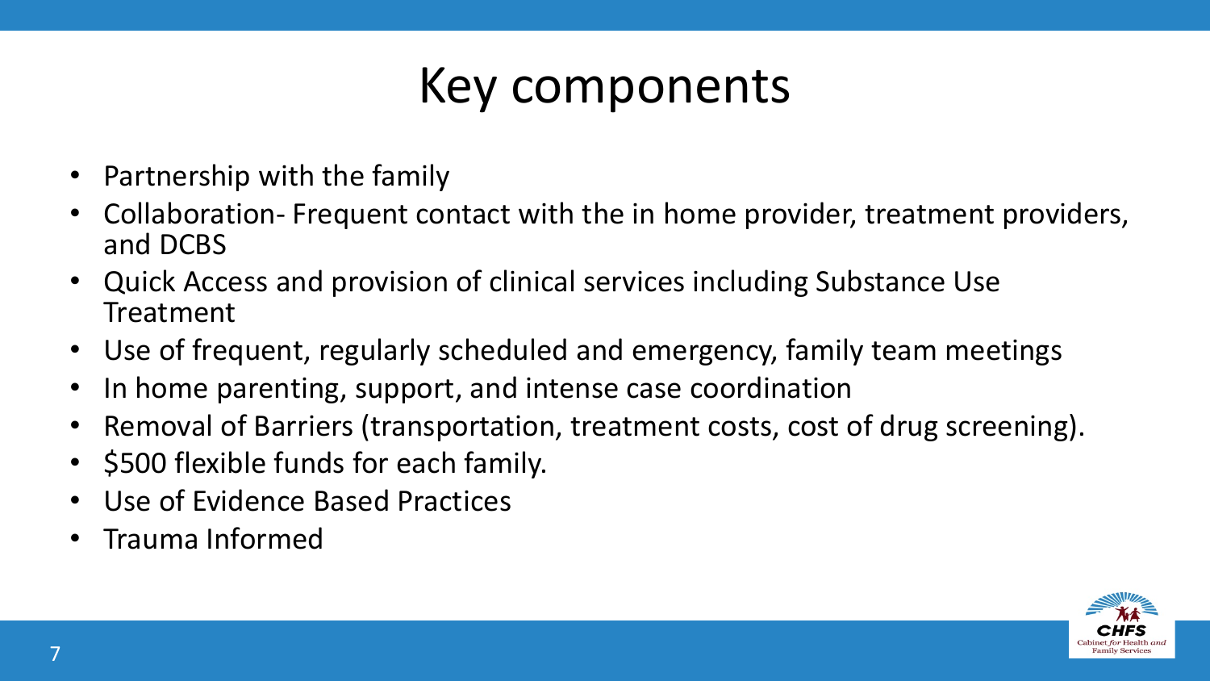# Key components

- Partnership with the family
- Collaboration- Frequent contact with the in home provider, treatment providers, and DCBS
- Quick Access and provision of clinical services including Substance Use Treatment
- Use of frequent, regularly scheduled and emergency, family team meetings
- In home parenting, support, and intense case coordination
- Removal of Barriers (transportation, treatment costs, cost of drug screening).
- $500 flexible funds for each family.
- Use of Evidence Based Practices
- Trauma Informed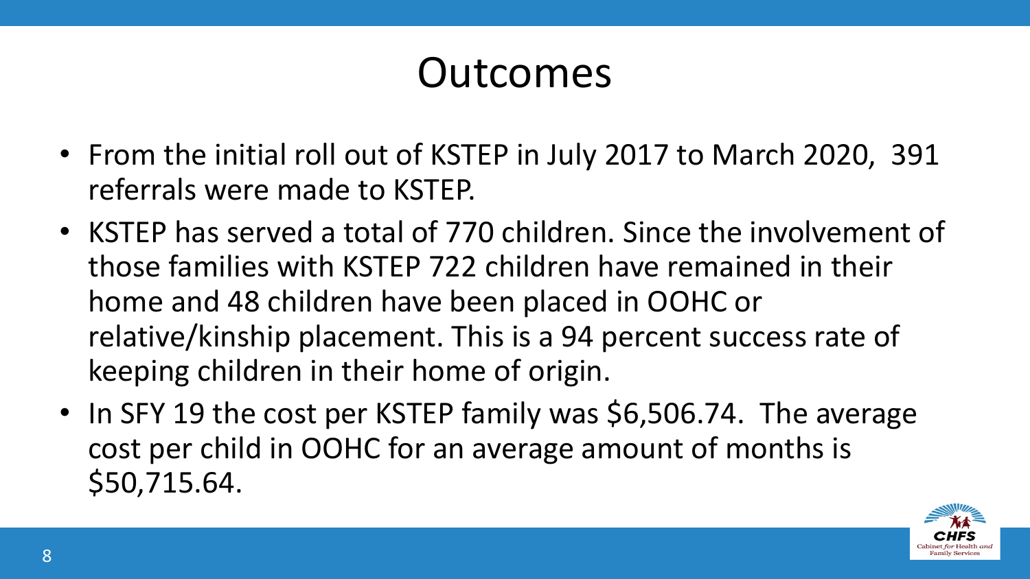# Outcomes

- From the initial roll out of KSTEP in July 2017 to March 2020, 391 referrals were made to KSTEP.
- KSTEP has served a total of 770 children. Since the involvement of those families with KSTEP 722 children have remained in their home and 48 children have been placed in OOHC or relative/kinship placement. This is a 94 percent success rate of keeping children in their home of origin.
- In SFY 19 the cost per KSTEP family was $6,506.74. The average cost per child in OOHC for an average amount of months is $50,715.64.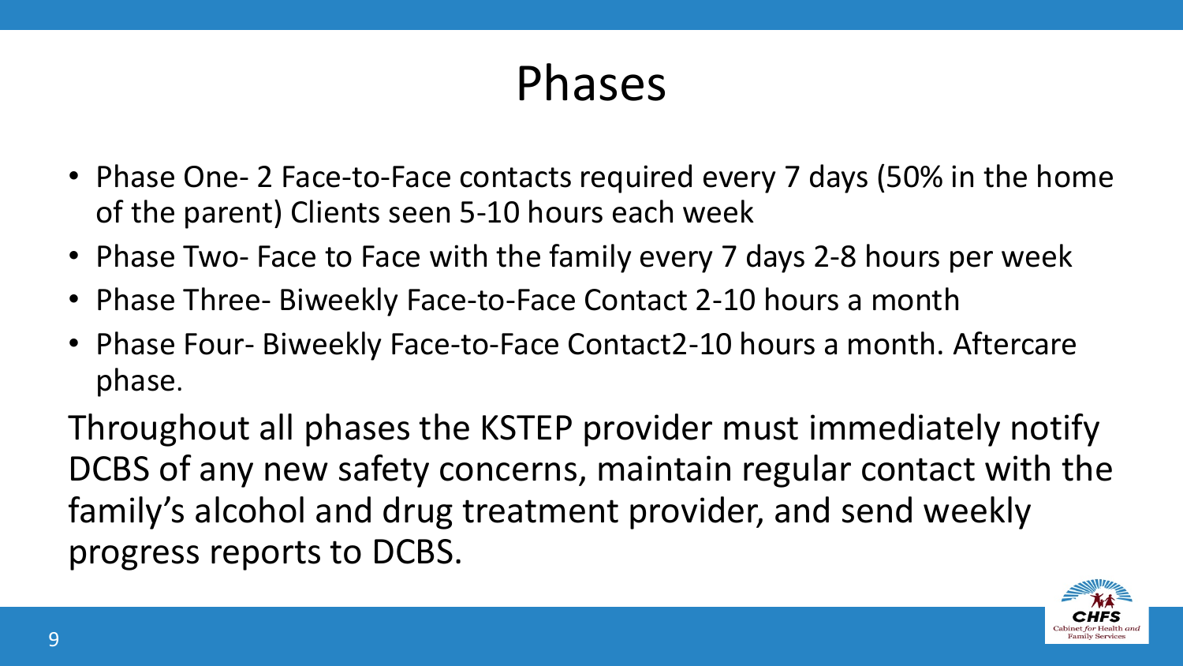# Phases

- Phase One- 2 Face-to-Face contacts required every 7 days (50% in the home of the parent) Clients seen 5-10 hours each week
- Phase Two- Face to Face with the family every 7 days 2-8 hours per week
- Phase Three- Biweekly Face-to-Face Contact 2-10 hours a month
- Phase Four- Biweekly Face-to-Face Contact2-10 hours a month. Aftercare phase.

Throughout all phases the KSTEP provider must immediately notify DCBS of any new safety concerns, maintain regular contact with the family's alcohol and drug treatment provider, and send weekly progress reports to DCBS.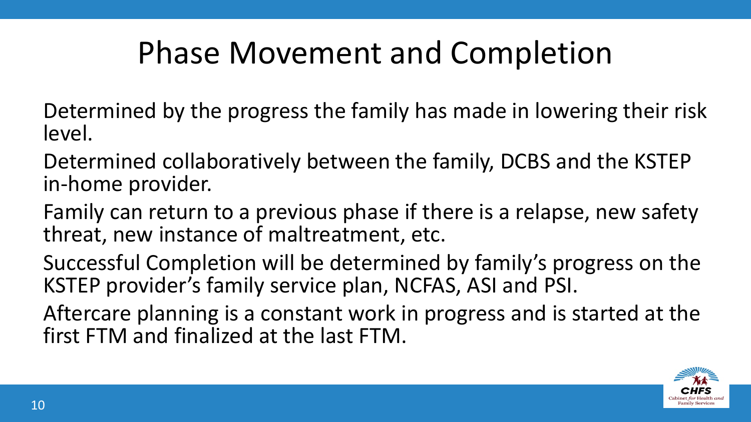# Phase Movement and Completion

Determined by the progress the family has made in lowering their risk level.

Determined collaboratively between the family, DCBS and the KSTEP in-home provider.

Family can return to a previous phase if there is a relapse, new safety threat, new instance of maltreatment, etc.

Successful Completion will be determined by family's progress on the KSTEP provider's family service plan, NCFAS, ASI and PSI.

Aftercare planning is a constant work in progress and is started at the first FTM and finalized at the last FTM.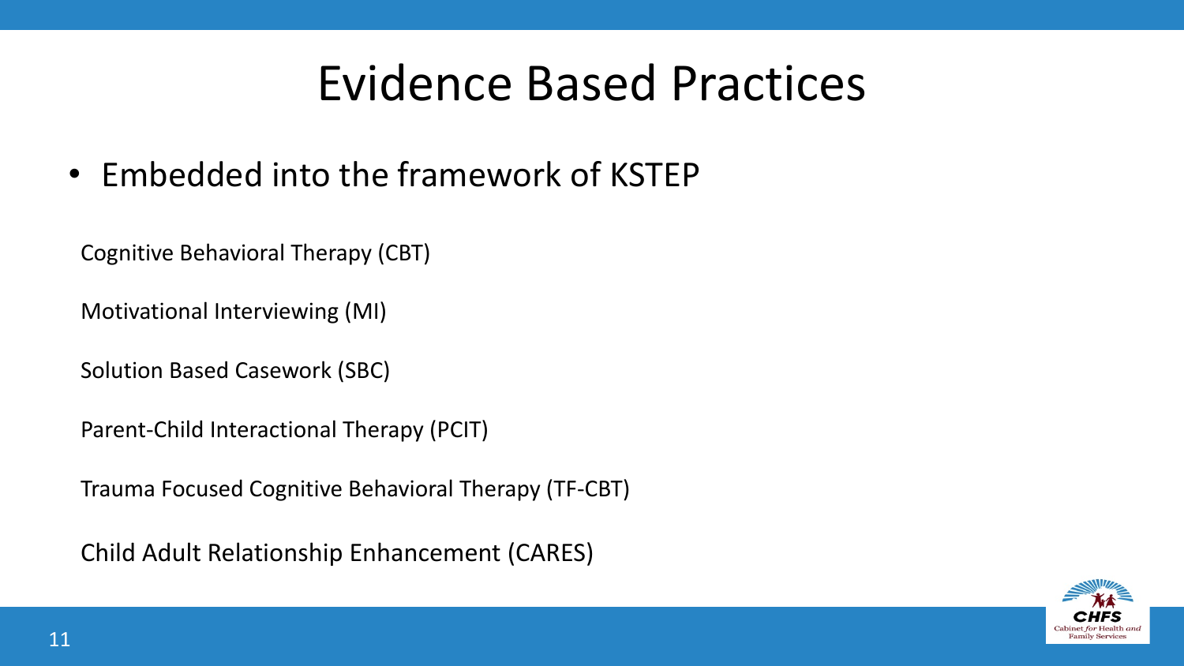# Evidence Based Practices

- Embedded into the framework of KSTEP

Cognitive Behavioral Therapy (CBT)

Motivational Interviewing (MI)

Solution Based Casework (SBC)

Parent-Child Interactional Therapy (PCIT)

Trauma Focused Cognitive Behavioral Therapy (TF-CBT)

Child Adult Relationship Enhancement (CARES)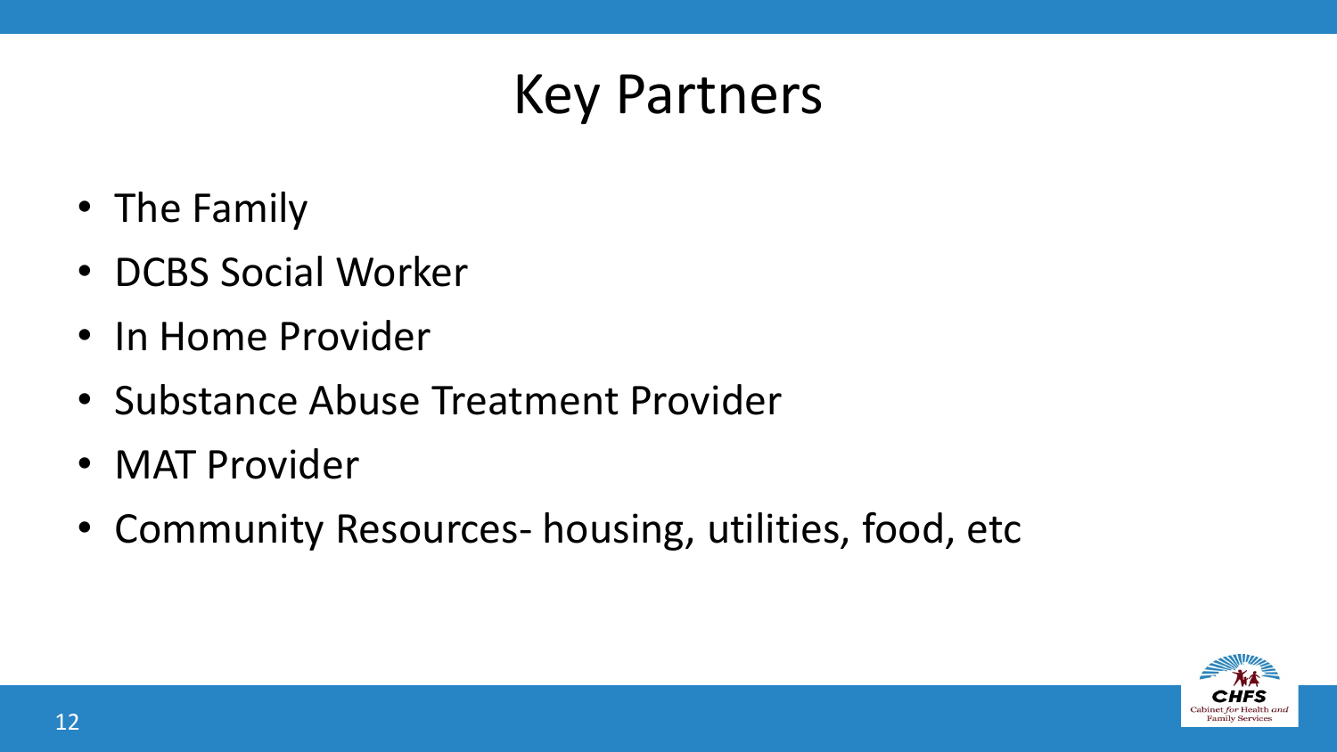# Key Partners

- The Family
- DCBS Social Worker
- In Home Provider
- Substance Abuse Treatment Provider
- MAT Provider
- Community Resources- housing, utilities, food, etc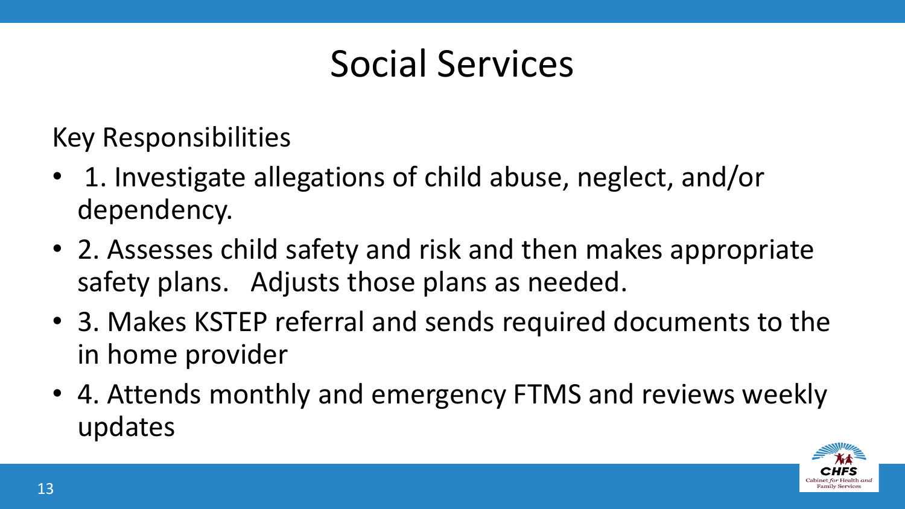# Social Services

Key Responsibilities

- 1. Investigate allegations of child abuse, neglect, and/or dependency.
- 2. Assesses child safety and risk and then makes appropriate safety plans. Adjusts those plans as needed.
- 3. Makes KSTEP referral and sends required documents to the in home provider
- 4. Attends monthly and emergency FTMS and reviews weekly updates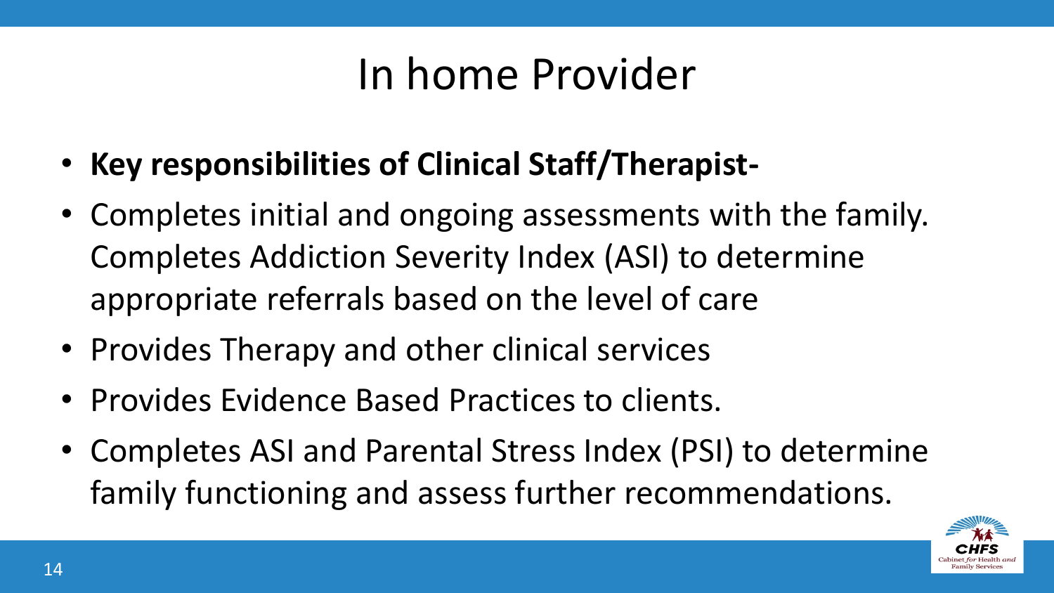# In home Provider

- **Key responsibilities of Clinical Staff/Therapist-**
- Completes initial and ongoing assessments with the family. Completes Addiction Severity Index (ASI) to determine appropriate referrals based on the level of care
- Provides Therapy and other clinical services
- Provides Evidence Based Practices to clients.
- Completes ASI and Parental Stress Index (PSI) to determine family functioning and assess further recommendations.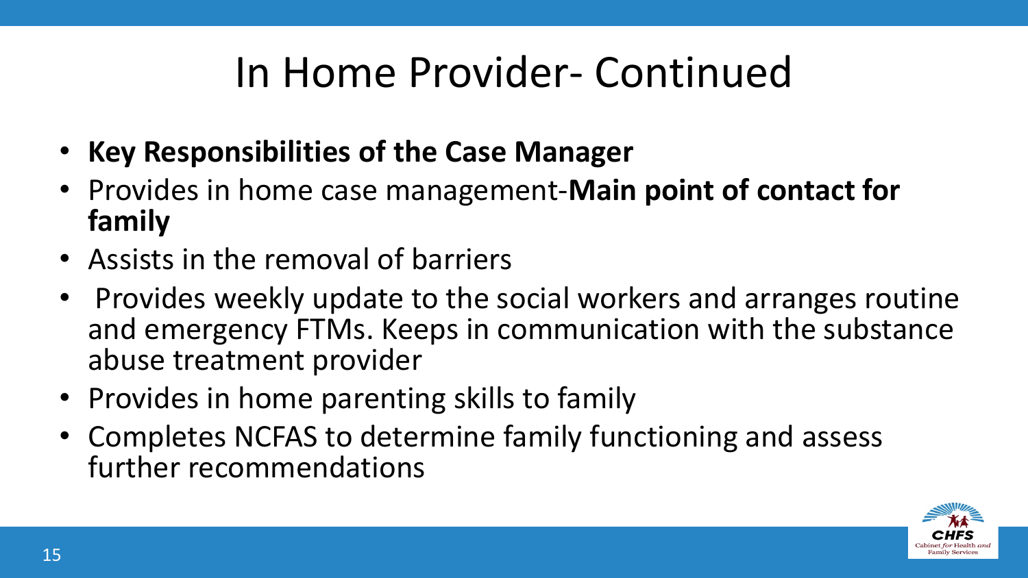# In Home Provider- Continued

- **Key Responsibilities of the Case Manager**
- Provides in home case management-**Main point of contact for family**
- Assists in the removal of barriers
- Provides weekly update to the social workers and arranges routine and emergency FTMs. Keeps in communication with the substance abuse treatment provider
- Provides in home parenting skills to family
- Completes NCFAS to determine family functioning and assess further recommendations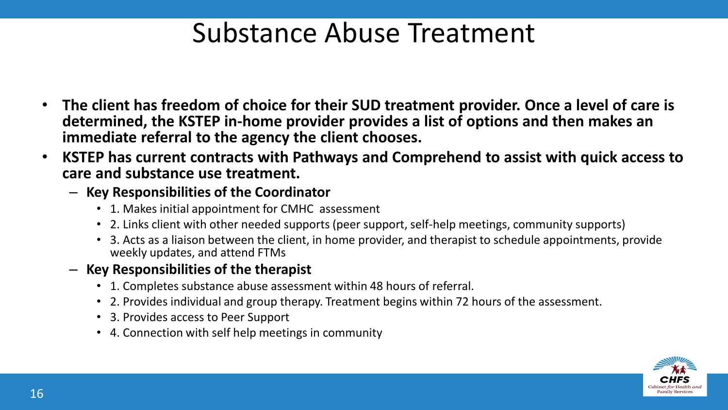# Substance Abuse Treatment

- **The client has freedom of choice for their SUD treatment provider. Once a level of care is determined, the KSTEP in-home provider provides a list of options and then makes an immediate referral to the agency the client chooses.**
- **KSTEP has current contracts with Pathways and Comprehend to assist with quick access to care and substance use treatment.**
  - **Key Responsibilities of the Coordinator**
    - 1. Makes initial appointment for CMHC assessment
    - 2. Links client with other needed supports (peer support, self-help meetings, community supports)
    - 3. Acts as a liaison between the client, in home provider, and therapist to schedule appointments, provide weekly updates, and attend FTMs
  - **Key Responsibilities of the therapist**
    - 1. Completes substance abuse assessment within 48 hours of referral.
    - 2. Provides individual and group therapy. Treatment begins within 72 hours of the assessment.
    - 3. Provides access to Peer Support
    - 4. Connection with self help meetings in community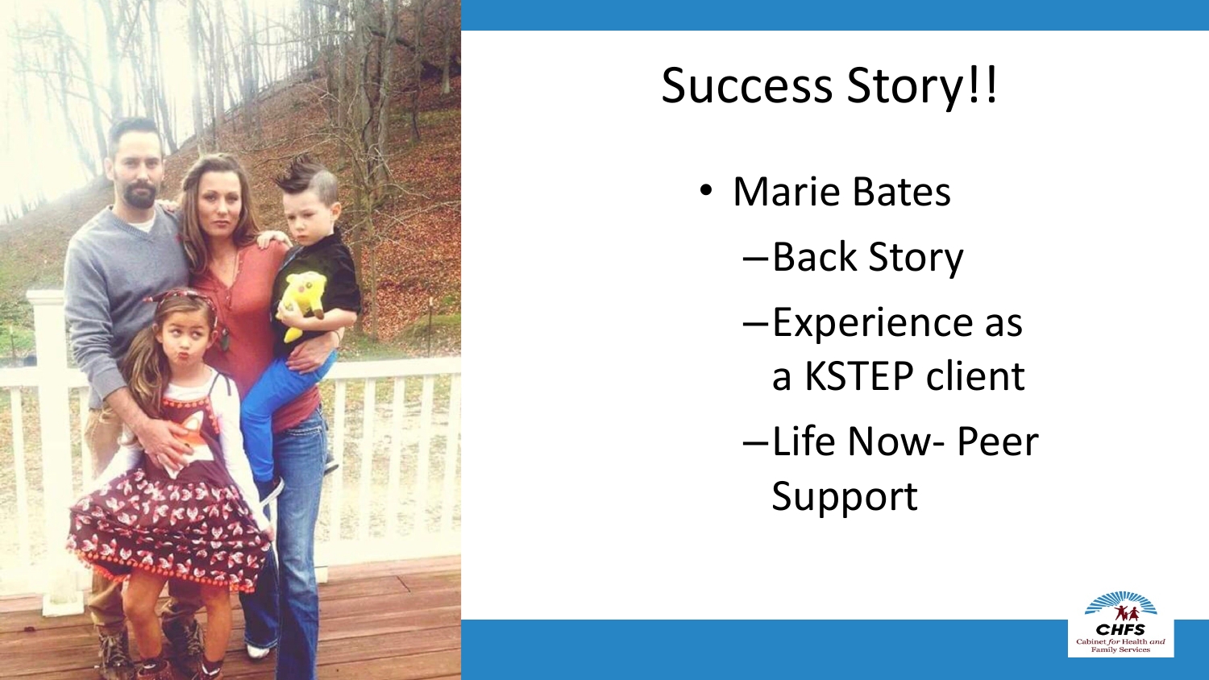# Success Story!!

- Marie Bates
  - Back Story
  - Experience as a KSTEP client
  - Life Now- Peer Support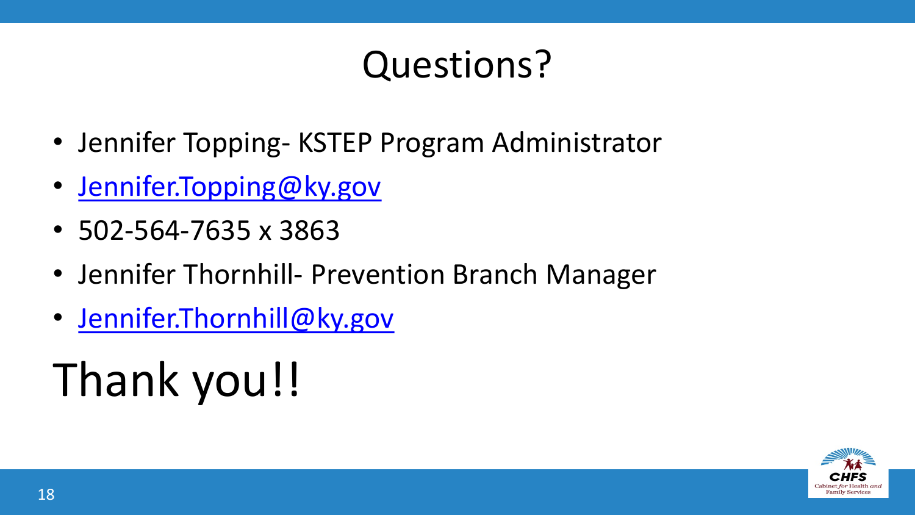# Questions?

- Jennifer Topping- KSTEP Program Administrator
- Jennifer.Topping@ky.gov
- 502-564-7635 x 3863
- Jennifer Thornhill- Prevention Branch Manager
- Jennifer.Thornhill@ky.gov

# Thank you!!